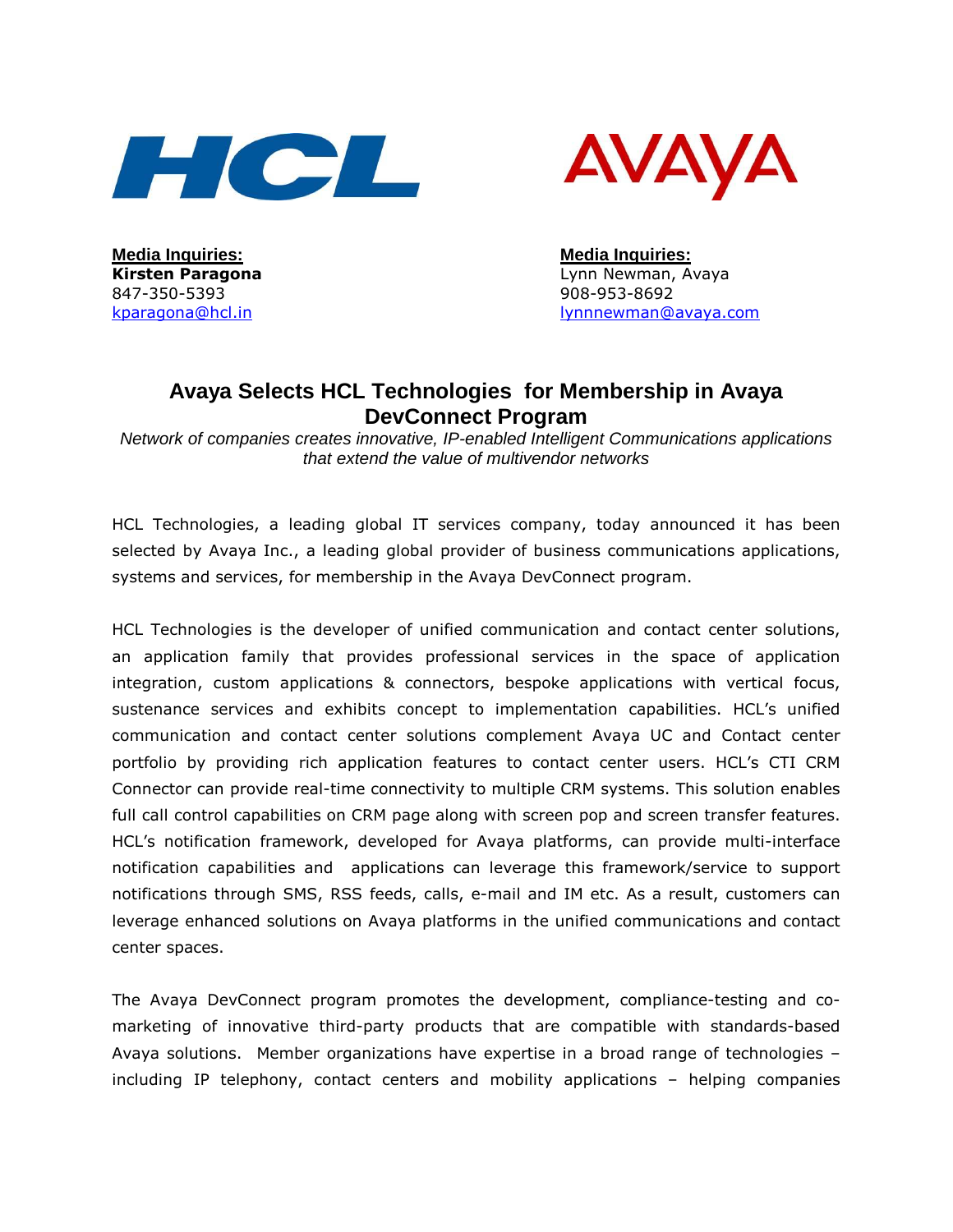HCL

AVAYA

**Media Inquiries:**
**Kirsten Paragona**
847-350-5393
kparagona@hcl.in

**Media Inquiries:**
Lynn Newman, Avaya
908-953-8692
lynnnewman@avaya.com

# Avaya Selects HCL Technologies for Membership in Avaya DevConnect Program

*Network of companies creates innovative, IP-enabled Intelligent Communications applications that extend the value of multivendor networks*

HCL Technologies, a leading global IT services company, today announced it has been selected by Avaya Inc., a leading global provider of business communications applications, systems and services, for membership in the Avaya DevConnect program.

HCL Technologies is the developer of unified communication and contact center solutions, an application family that provides professional services in the space of application integration, custom applications & connectors, bespoke applications with vertical focus, sustenance services and exhibits concept to implementation capabilities. HCL's unified communication and contact center solutions complement Avaya UC and Contact center portfolio by providing rich application features to contact center users. HCL's CTI CRM Connector can provide real-time connectivity to multiple CRM systems. This solution enables full call control capabilities on CRM page along with screen pop and screen transfer features. HCL's notification framework, developed for Avaya platforms, can provide multi-interface notification capabilities and applications can leverage this framework/service to support notifications through SMS, RSS feeds, calls, e-mail and IM etc. As a result, customers can leverage enhanced solutions on Avaya platforms in the unified communications and contact center spaces.

The Avaya DevConnect program promotes the development, compliance-testing and co-marketing of innovative third-party products that are compatible with standards-based Avaya solutions. Member organizations have expertise in a broad range of technologies – including IP telephony, contact centers and mobility applications – helping companies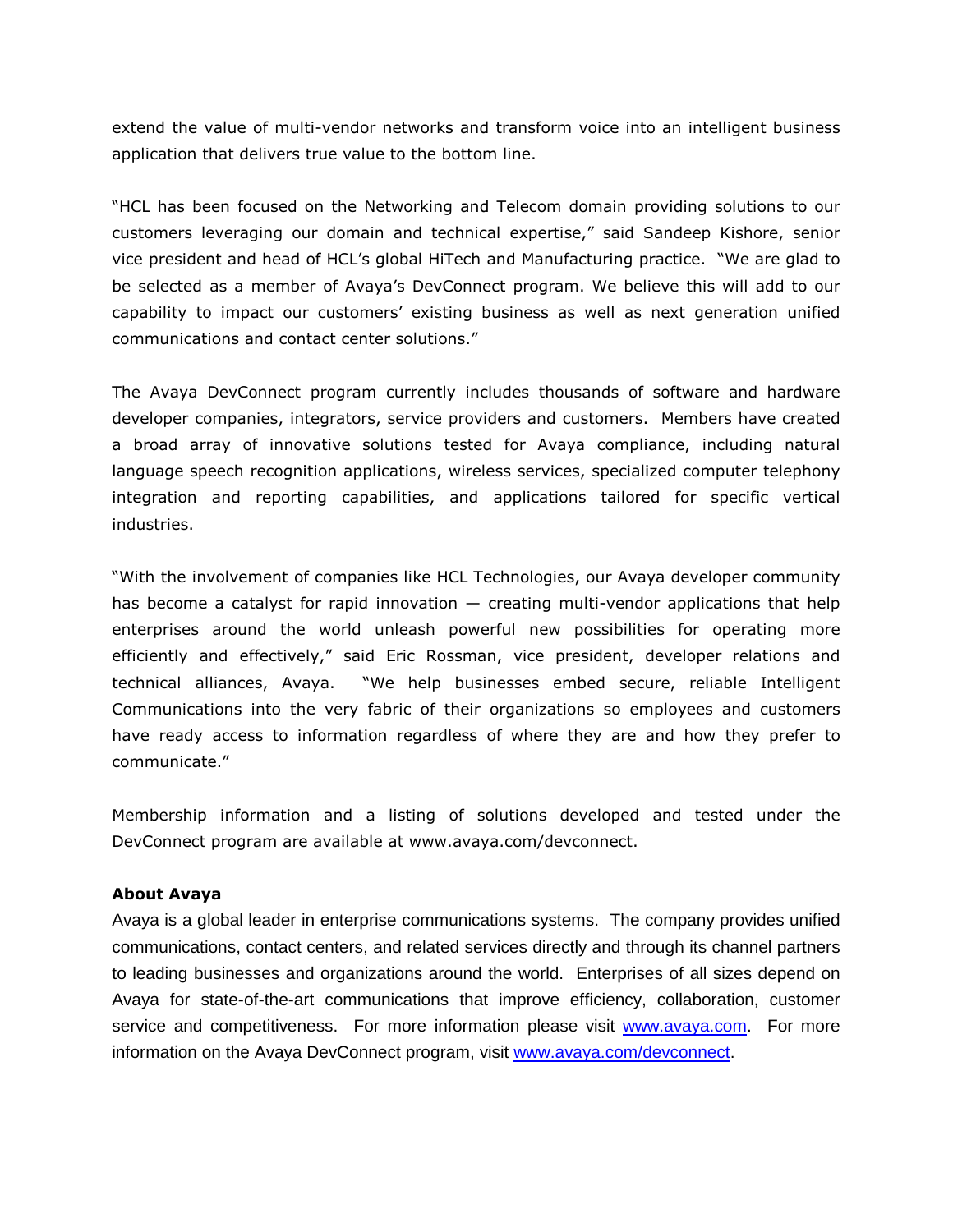extend the value of multi-vendor networks and transform voice into an intelligent business application that delivers true value to the bottom line.

"HCL has been focused on the Networking and Telecom domain providing solutions to our customers leveraging our domain and technical expertise," said Sandeep Kishore, senior vice president and head of HCL's global HiTech and Manufacturing practice. "We are glad to be selected as a member of Avaya's DevConnect program. We believe this will add to our capability to impact our customers' existing business as well as next generation unified communications and contact center solutions."

The Avaya DevConnect program currently includes thousands of software and hardware developer companies, integrators, service providers and customers. Members have created a broad array of innovative solutions tested for Avaya compliance, including natural language speech recognition applications, wireless services, specialized computer telephony integration and reporting capabilities, and applications tailored for specific vertical industries.

"With the involvement of companies like HCL Technologies, our Avaya developer community has become a catalyst for rapid innovation — creating multi-vendor applications that help enterprises around the world unleash powerful new possibilities for operating more efficiently and effectively," said Eric Rossman, vice president, developer relations and technical alliances, Avaya. "We help businesses embed secure, reliable Intelligent Communications into the very fabric of their organizations so employees and customers have ready access to information regardless of where they are and how they prefer to communicate."

Membership information and a listing of solutions developed and tested under the DevConnect program are available at www.avaya.com/devconnect.

**About Avaya**

Avaya is a global leader in enterprise communications systems. The company provides unified communications, contact centers, and related services directly and through its channel partners to leading businesses and organizations around the world. Enterprises of all sizes depend on Avaya for state-of-the-art communications that improve efficiency, collaboration, customer service and competitiveness. For more information please visit www.avaya.com. For more information on the Avaya DevConnect program, visit www.avaya.com/devconnect.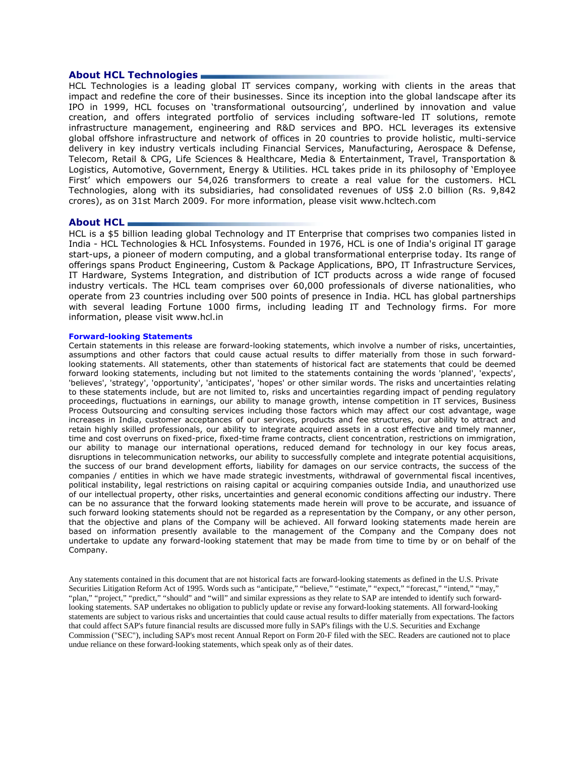## About HCL Technologies

HCL Technologies is a leading global IT services company, working with clients in the areas that impact and redefine the core of their businesses. Since its inception into the global landscape after its IPO in 1999, HCL focuses on 'transformational outsourcing', underlined by innovation and value creation, and offers integrated portfolio of services including software-led IT solutions, remote infrastructure management, engineering and R&D services and BPO. HCL leverages its extensive global offshore infrastructure and network of offices in 20 countries to provide holistic, multi-service delivery in key industry verticals including Financial Services, Manufacturing, Aerospace & Defense, Telecom, Retail & CPG, Life Sciences & Healthcare, Media & Entertainment, Travel, Transportation & Logistics, Automotive, Government, Energy & Utilities. HCL takes pride in its philosophy of 'Employee First' which empowers our 54,026 transformers to create a real value for the customers. HCL Technologies, along with its subsidiaries, had consolidated revenues of US$ 2.0 billion (Rs. 9,842 crores), as on 31st March 2009. For more information, please visit www.hcltech.com

## About HCL

HCL is a $5 billion leading global Technology and IT Enterprise that comprises two companies listed in India - HCL Technologies & HCL Infosystems. Founded in 1976, HCL is one of India's original IT garage start-ups, a pioneer of modern computing, and a global transformational enterprise today. Its range of offerings spans Product Engineering, Custom & Package Applications, BPO, IT Infrastructure Services, IT Hardware, Systems Integration, and distribution of ICT products across a wide range of focused industry verticals. The HCL team comprises over 60,000 professionals of diverse nationalities, who operate from 23 countries including over 500 points of presence in India. HCL has global partnerships with several leading Fortune 1000 firms, including leading IT and Technology firms. For more information, please visit www.hcl.in

### Forward-looking Statements

Certain statements in this release are forward-looking statements, which involve a number of risks, uncertainties, assumptions and other factors that could cause actual results to differ materially from those in such forward-looking statements. All statements, other than statements of historical fact are statements that could be deemed forward looking statements, including but not limited to the statements containing the words 'planned', 'expects', 'believes', 'strategy', 'opportunity', 'anticipates', 'hopes' or other similar words. The risks and uncertainties relating to these statements include, but are not limited to, risks and uncertainties regarding impact of pending regulatory proceedings, fluctuations in earnings, our ability to manage growth, intense competition in IT services, Business Process Outsourcing and consulting services including those factors which may affect our cost advantage, wage increases in India, customer acceptances of our services, products and fee structures, our ability to attract and retain highly skilled professionals, our ability to integrate acquired assets in a cost effective and timely manner, time and cost overruns on fixed-price, fixed-time frame contracts, client concentration, restrictions on immigration, our ability to manage our international operations, reduced demand for technology in our key focus areas, disruptions in telecommunication networks, our ability to successfully complete and integrate potential acquisitions, the success of our brand development efforts, liability for damages on our service contracts, the success of the companies / entities in which we have made strategic investments, withdrawal of governmental fiscal incentives, political instability, legal restrictions on raising capital or acquiring companies outside India, and unauthorized use of our intellectual property, other risks, uncertainties and general economic conditions affecting our industry. There can be no assurance that the forward looking statements made herein will prove to be accurate, and issuance of such forward looking statements should not be regarded as a representation by the Company, or any other person, that the objective and plans of the Company will be achieved. All forward looking statements made herein are based on information presently available to the management of the Company and the Company does not undertake to update any forward-looking statement that may be made from time to time by or on behalf of the Company.

Any statements contained in this document that are not historical facts are forward-looking statements as defined in the U.S. Private Securities Litigation Reform Act of 1995. Words such as "anticipate," "believe," "estimate," "expect," "forecast," "intend," "may," "plan," "project," "predict," "should" and "will" and similar expressions as they relate to SAP are intended to identify such forward-looking statements. SAP undertakes no obligation to publicly update or revise any forward-looking statements. All forward-looking statements are subject to various risks and uncertainties that could cause actual results to differ materially from expectations. The factors that could affect SAP's future financial results are discussed more fully in SAP's filings with the U.S. Securities and Exchange Commission ("SEC"), including SAP's most recent Annual Report on Form 20-F filed with the SEC. Readers are cautioned not to place undue reliance on these forward-looking statements, which speak only as of their dates.